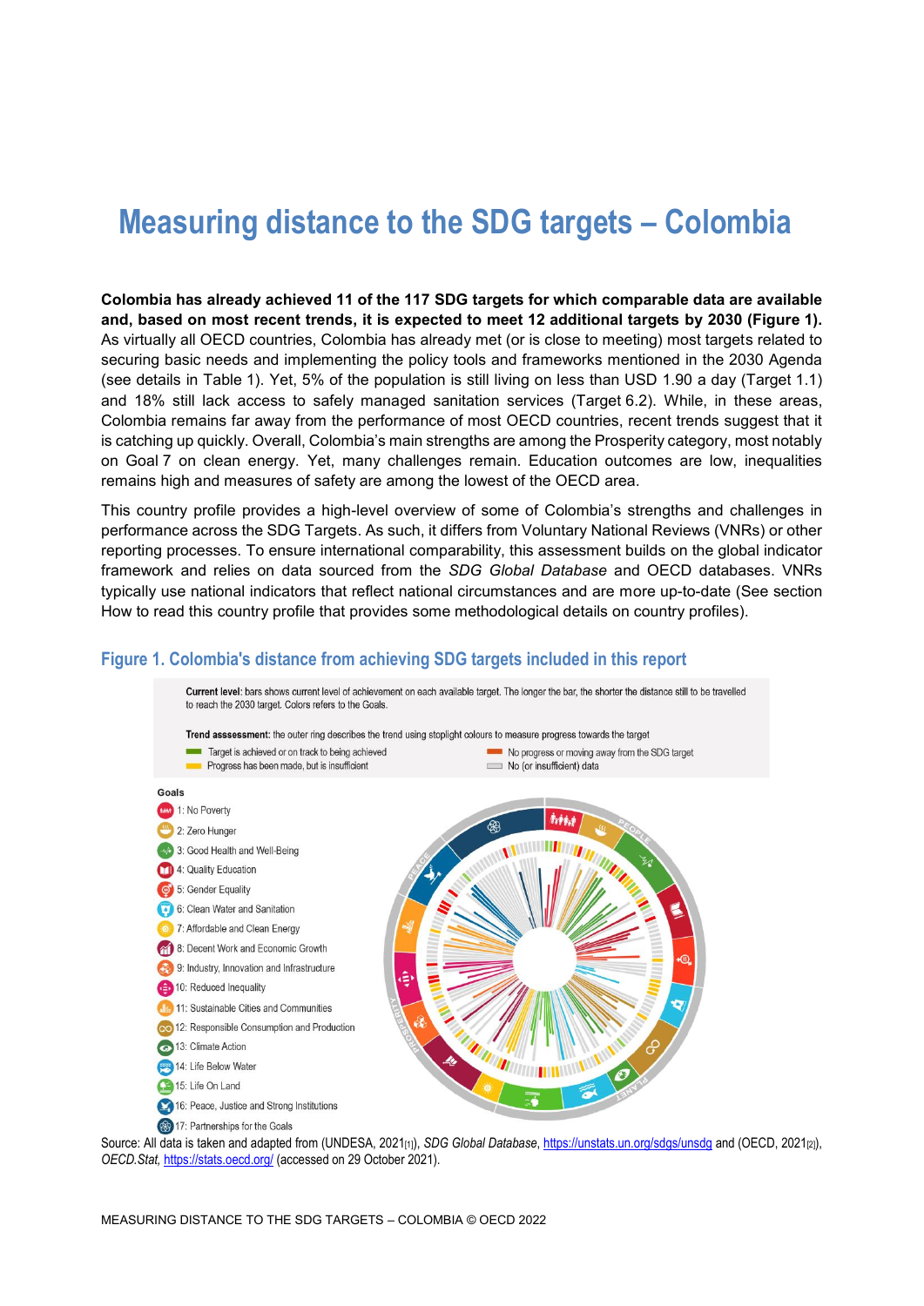# Measuring distance to the SDG targets – Colombia

**Colombia has already achieved 11 of the 117 SDG targets for which comparable data are available and, based on most recent trends, it is expected to meet 12 additional targets by 2030 (Figure 1).** As virtually all OECD countries, Colombia has already met (or is close to meeting) most targets related to securing basic needs and implementing the policy tools and frameworks mentioned in the 2030 Agenda (see details in Table 1). Yet, 5% of the population is still living on less than USD 1.90 a day (Target 1.1) and 18% still lack access to safely managed sanitation services (Target 6.2). While, in these areas, Colombia remains far away from the performance of most OECD countries, recent trends suggest that it is catching up quickly. Overall, Colombia's main strengths are among the Prosperity category, most notably on Goal 7 on clean energy. Yet, many challenges remain. Education outcomes are low, inequalities remains high and measures of safety are among the lowest of the OECD area.

This country profile provides a high-level overview of some of Colombia's strengths and challenges in performance across the SDG Targets. As such, it differs from Voluntary National Reviews (VNRs) or other reporting processes. To ensure international comparability, this assessment builds on the global indicator framework and relies on data sourced from the *SDG Global Database* and OECD databases. VNRs typically use national indicators that reflect national circumstances and are more up-to-date (See section How to read this country profile that provides some methodological details on country profiles).

## Figure 1. Colombia's distance from achieving SDG targets included in this report

**Current level**: bars shows current level of achievement on each available target. The longer the bar, the shorter the distance still to be travelled to reach the 2030 target. Colors refers to the Goals.

**Trend asssessment**: the outer ring describes the trend using stoplight colours to measure progress towards the target

- Target is achieved or on track to being achieved
- Progress has been made, but is insufficient
- No progress or moving away from the SDG target
- No (or insufficient) data

**Goals**

1: No Poverty
2: Zero Hunger
3: Good Health and Well-Being
4: Quality Education
5: Gender Equality
6: Clean Water and Sanitation
7: Affordable and Clean Energy
8: Decent Work and Economic Growth
9: Industry, Innovation and Infrastructure
10: Reduced Inequality
11: Sustainable Cities and Communities
12: Responsible Consumption and Production
13: Climate Action
14: Life Below Water
15: Life On Land
16: Peace, Justice and Strong Institutions
17: Partnerships for the Goals

Source: All data is taken and adapted from (UNDESA, 2021[1]), *SDG Global Database*, https://unstats.un.org/sdgs/unsdg and (OECD, 2021[2]), *OECD.Stat*, https://stats.oecd.org/ (accessed on 29 October 2021).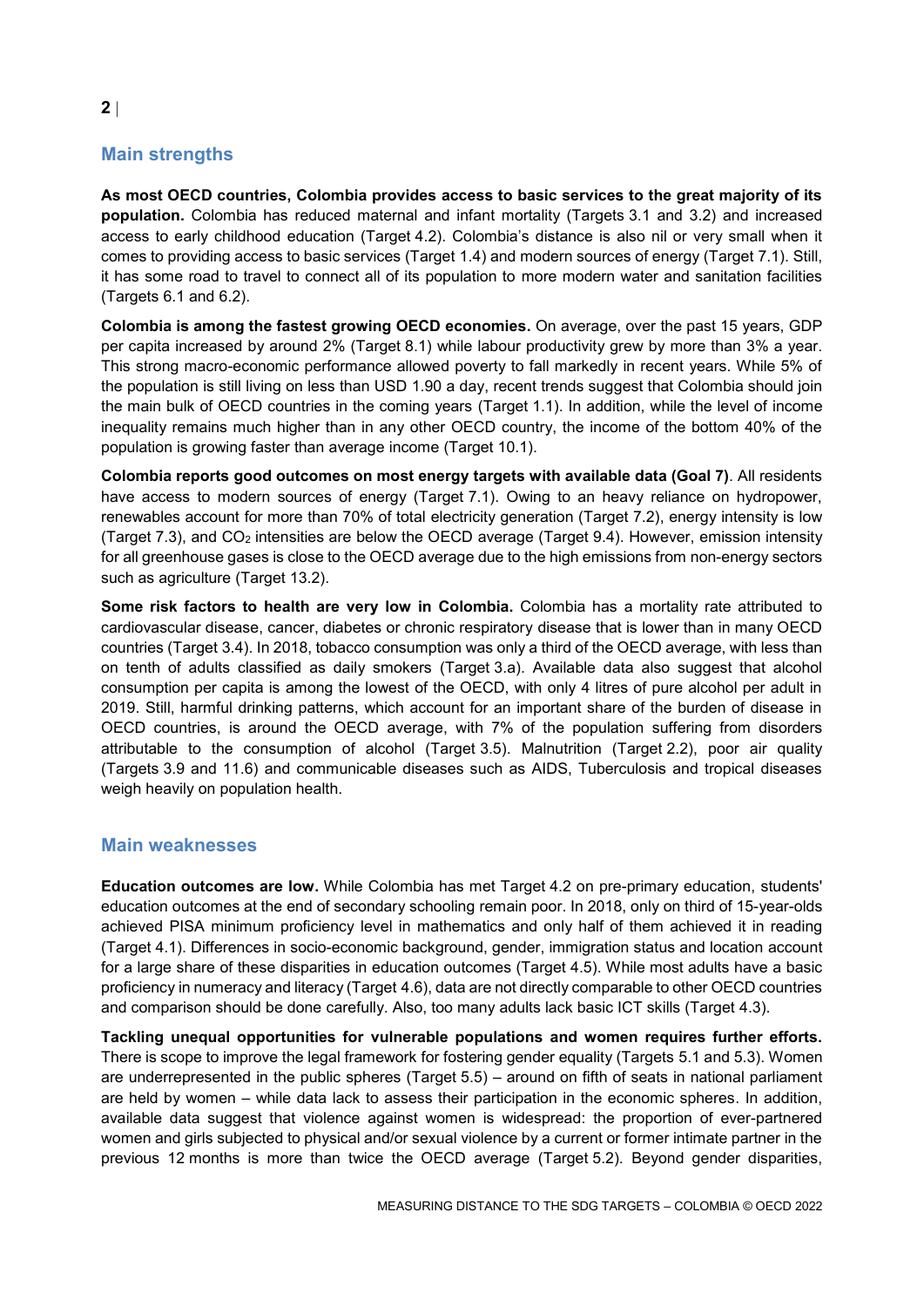## Main strengths

**As most OECD countries, Colombia provides access to basic services to the great majority of its population.** Colombia has reduced maternal and infant mortality (Targets 3.1 and 3.2) and increased access to early childhood education (Target 4.2). Colombia's distance is also nil or very small when it comes to providing access to basic services (Target 1.4) and modern sources of energy (Target 7.1). Still, it has some road to travel to connect all of its population to more modern water and sanitation facilities (Targets 6.1 and 6.2).

**Colombia is among the fastest growing OECD economies.** On average, over the past 15 years, GDP per capita increased by around 2% (Target 8.1) while labour productivity grew by more than 3% a year. This strong macro-economic performance allowed poverty to fall markedly in recent years. While 5% of the population is still living on less than USD 1.90 a day, recent trends suggest that Colombia should join the main bulk of OECD countries in the coming years (Target 1.1). In addition, while the level of income inequality remains much higher than in any other OECD country, the income of the bottom 40% of the population is growing faster than average income (Target 10.1).

**Colombia reports good outcomes on most energy targets with available data (Goal 7)**. All residents have access to modern sources of energy (Target 7.1). Owing to an heavy reliance on hydropower, renewables account for more than 70% of total electricity generation (Target 7.2), energy intensity is low (Target 7.3), and $CO_2$ intensities are below the OECD average (Target 9.4). However, emission intensity for all greenhouse gases is close to the OECD average due to the high emissions from non-energy sectors such as agriculture (Target 13.2).

**Some risk factors to health are very low in Colombia.** Colombia has a mortality rate attributed to cardiovascular disease, cancer, diabetes or chronic respiratory disease that is lower than in many OECD countries (Target 3.4). In 2018, tobacco consumption was only a third of the OECD average, with less than on tenth of adults classified as daily smokers (Target 3.a). Available data also suggest that alcohol consumption per capita is among the lowest of the OECD, with only 4 litres of pure alcohol per adult in 2019. Still, harmful drinking patterns, which account for an important share of the burden of disease in OECD countries, is around the OECD average, with 7% of the population suffering from disorders attributable to the consumption of alcohol (Target 3.5). Malnutrition (Target 2.2), poor air quality (Targets 3.9 and 11.6) and communicable diseases such as AIDS, Tuberculosis and tropical diseases weigh heavily on population health.

## Main weaknesses

**Education outcomes are low.** While Colombia has met Target 4.2 on pre-primary education, students' education outcomes at the end of secondary schooling remain poor. In 2018, only on third of 15-year-olds achieved PISA minimum proficiency level in mathematics and only half of them achieved it in reading (Target 4.1). Differences in socio-economic background, gender, immigration status and location account for a large share of these disparities in education outcomes (Target 4.5). While most adults have a basic proficiency in numeracy and literacy (Target 4.6), data are not directly comparable to other OECD countries and comparison should be done carefully. Also, too many adults lack basic ICT skills (Target 4.3).

**Tackling unequal opportunities for vulnerable populations and women requires further efforts.** There is scope to improve the legal framework for fostering gender equality (Targets 5.1 and 5.3). Women are underrepresented in the public spheres (Target 5.5) – around on fifth of seats in national parliament are held by women – while data lack to assess their participation in the economic spheres. In addition, available data suggest that violence against women is widespread: the proportion of ever-partnered women and girls subjected to physical and/or sexual violence by a current or former intimate partner in the previous 12 months is more than twice the OECD average (Target 5.2). Beyond gender disparities,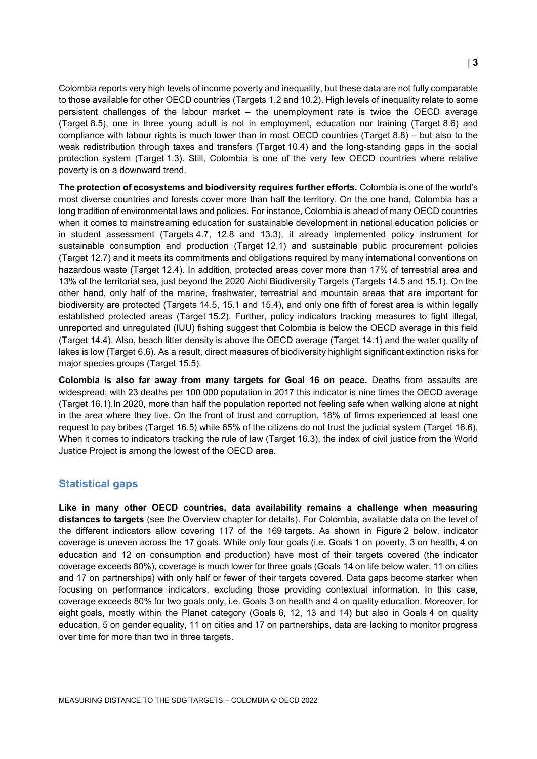Colombia reports very high levels of income poverty and inequality, but these data are not fully comparable to those available for other OECD countries (Targets 1.2 and 10.2). High levels of inequality relate to some persistent challenges of the labour market – the unemployment rate is twice the OECD average (Target 8.5), one in three young adult is not in employment, education nor training (Target 8.6) and compliance with labour rights is much lower than in most OECD countries (Target 8.8) – but also to the weak redistribution through taxes and transfers (Target 10.4) and the long-standing gaps in the social protection system (Target 1.3). Still, Colombia is one of the very few OECD countries where relative poverty is on a downward trend.

**The protection of ecosystems and biodiversity requires further efforts.** Colombia is one of the world's most diverse countries and forests cover more than half the territory. On the one hand, Colombia has a long tradition of environmental laws and policies. For instance, Colombia is ahead of many OECD countries when it comes to mainstreaming education for sustainable development in national education policies or in student assessment (Targets 4.7, 12.8 and 13.3), it already implemented policy instrument for sustainable consumption and production (Target 12.1) and sustainable public procurement policies (Target 12.7) and it meets its commitments and obligations required by many international conventions on hazardous waste (Target 12.4). In addition, protected areas cover more than 17% of terrestrial area and 13% of the territorial sea, just beyond the 2020 Aichi Biodiversity Targets (Targets 14.5 and 15.1). On the other hand, only half of the marine, freshwater, terrestrial and mountain areas that are important for biodiversity are protected (Targets 14.5, 15.1 and 15.4), and only one fifth of forest area is within legally established protected areas (Target 15.2). Further, policy indicators tracking measures to fight illegal, unreported and unregulated (IUU) fishing suggest that Colombia is below the OECD average in this field (Target 14.4). Also, beach litter density is above the OECD average (Target 14.1) and the water quality of lakes is low (Target 6.6). As a result, direct measures of biodiversity highlight significant extinction risks for major species groups (Target 15.5).

**Colombia is also far away from many targets for Goal 16 on peace.** Deaths from assaults are widespread; with 23 deaths per 100 000 population in 2017 this indicator is nine times the OECD average (Target 16.1).In 2020, more than half the population reported not feeling safe when walking alone at night in the area where they live. On the front of trust and corruption, 18% of firms experienced at least one request to pay bribes (Target 16.5) while 65% of the citizens do not trust the judicial system (Target 16.6). When it comes to indicators tracking the rule of law (Target 16.3), the index of civil justice from the World Justice Project is among the lowest of the OECD area.

## Statistical gaps

**Like in many other OECD countries, data availability remains a challenge when measuring distances to targets** (see the Overview chapter for details). For Colombia, available data on the level of the different indicators allow covering 117 of the 169 targets. As shown in Figure 2 below, indicator coverage is uneven across the 17 goals. While only four goals (i.e. Goals 1 on poverty, 3 on health, 4 on education and 12 on consumption and production) have most of their targets covered (the indicator coverage exceeds 80%), coverage is much lower for three goals (Goals 14 on life below water, 11 on cities and 17 on partnerships) with only half or fewer of their targets covered. Data gaps become starker when focusing on performance indicators, excluding those providing contextual information. In this case, coverage exceeds 80% for two goals only, i.e. Goals 3 on health and 4 on quality education. Moreover, for eight goals, mostly within the Planet category (Goals 6, 12, 13 and 14) but also in Goals 4 on quality education, 5 on gender equality, 11 on cities and 17 on partnerships, data are lacking to monitor progress over time for more than two in three targets.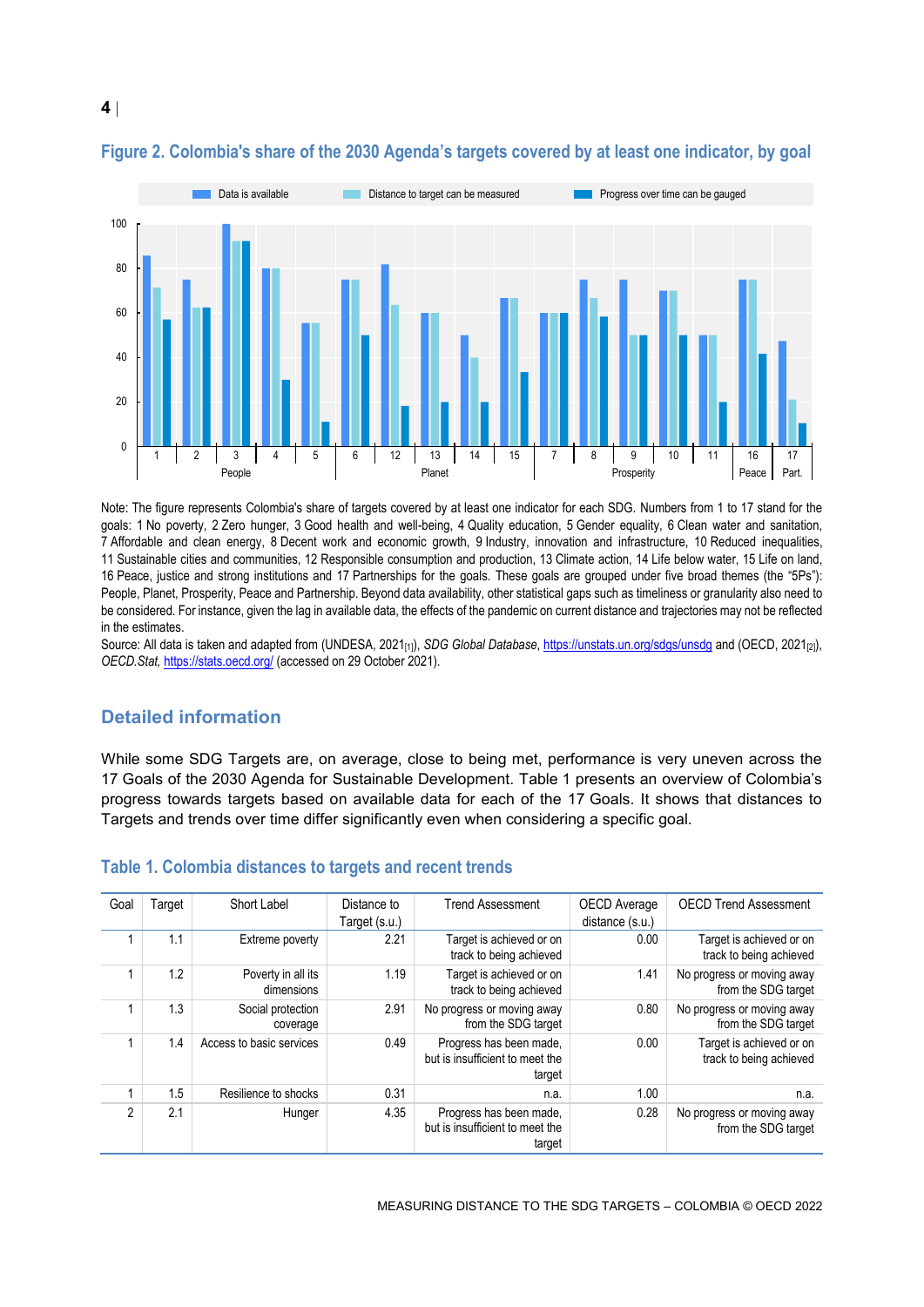### Figure 2. Colombia's share of the 2030 Agenda's targets covered by at least one indicator, by goal

Note: The figure represents Colombia's share of targets covered by at least one indicator for each SDG. Numbers from 1 to 17 stand for the goals: 1 No poverty, 2 Zero hunger, 3 Good health and well-being, 4 Quality education, 5 Gender equality, 6 Clean water and sanitation, 7 Affordable and clean energy, 8 Decent work and economic growth, 9 Industry, innovation and infrastructure, 10 Reduced inequalities, 11 Sustainable cities and communities, 12 Responsible consumption and production, 13 Climate action, 14 Life below water, 15 Life on land, 16 Peace, justice and strong institutions and 17 Partnerships for the goals. These goals are grouped under five broad themes (the "5Ps"): People, Planet, Prosperity, Peace and Partnership. Beyond data availability, other statistical gaps such as timeliness or granularity also need to be considered. For instance, given the lag in available data, the effects of the pandemic on current distance and trajectories may not be reflected in the estimates.

Source: All data is taken and adapted from (UNDESA, 2021[1]), *SDG Global Database*, https://unstats.un.org/sdgs/unsdg and (OECD, 2021[2]), *OECD.Stat*, https://stats.oecd.org/ (accessed on 29 October 2021).

## Detailed information

While some SDG Targets are, on average, close to being met, performance is very uneven across the 17 Goals of the 2030 Agenda for Sustainable Development. Table 1 presents an overview of Colombia's progress towards targets based on available data for each of the 17 Goals. It shows that distances to Targets and trends over time differ significantly even when considering a specific goal.

### Table 1. Colombia distances to targets and recent trends

| Goal | Target | Short Label | Distance to Target (s.u.) | Trend Assessment | OECD Average distance (s.u.) | OECD Trend Assessment |
|---|---|---|---|---|---|---|
| 1 | 1.1 | Extreme poverty | 2.21 | Target is achieved or on track to being achieved | 0.00 | Target is achieved or on track to being achieved |
| 1 | 1.2 | Poverty in all its dimensions | 1.19 | Target is achieved or on track to being achieved | 1.41 | No progress or moving away from the SDG target |
| 1 | 1.3 | Social protection coverage | 2.91 | No progress or moving away from the SDG target | 0.80 | No progress or moving away from the SDG target |
| 1 | 1.4 | Access to basic services | 0.49 | Progress has been made, but is insufficient to meet the target | 0.00 | Target is achieved or on track to being achieved |
| 1 | 1.5 | Resilience to shocks | 0.31 | n.a. | 1.00 | n.a. |
| 2 | 2.1 | Hunger | 4.35 | Progress has been made, but is insufficient to meet the target | 0.28 | No progress or moving away from the SDG target |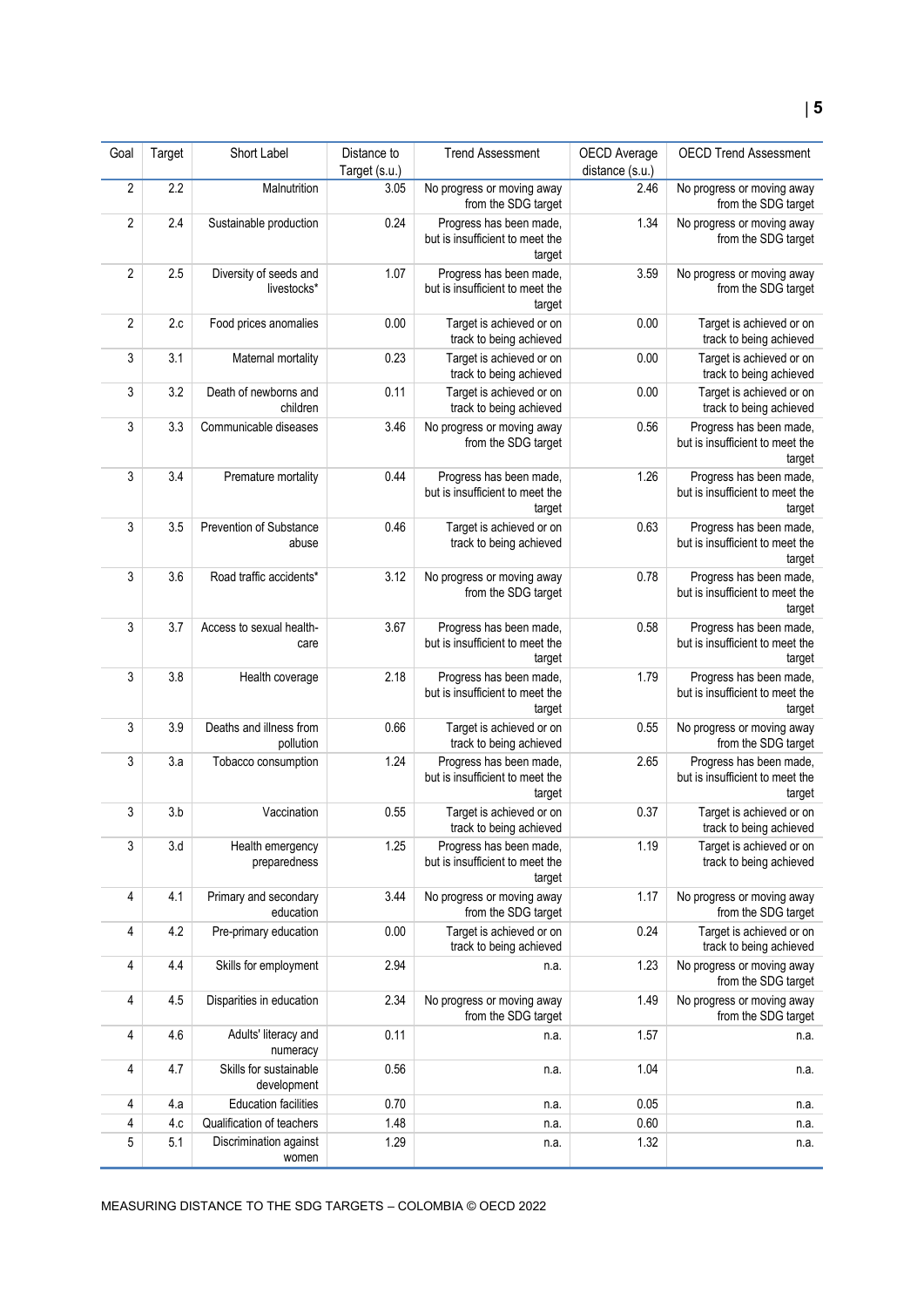| Goal | Target | Short Label | Distance to Target (s.u.) | Trend Assessment | OECD Average distance (s.u.) | OECD Trend Assessment |
|---|---|---|---|---|---|---|
| 2 | 2.2 | Malnutrition | 3.05 | No progress or moving away from the SDG target | 2.46 | No progress or moving away from the SDG target |
| 2 | 2.4 | Sustainable production | 0.24 | Progress has been made, but is insufficient to meet the target | 1.34 | No progress or moving away from the SDG target |
| 2 | 2.5 | Diversity of seeds and livestocks* | 1.07 | Progress has been made, but is insufficient to meet the target | 3.59 | No progress or moving away from the SDG target |
| 2 | 2.c | Food prices anomalies | 0.00 | Target is achieved or on track to being achieved | 0.00 | Target is achieved or on track to being achieved |
| 3 | 3.1 | Maternal mortality | 0.23 | Target is achieved or on track to being achieved | 0.00 | Target is achieved or on track to being achieved |
| 3 | 3.2 | Death of newborns and children | 0.11 | Target is achieved or on track to being achieved | 0.00 | Target is achieved or on track to being achieved |
| 3 | 3.3 | Communicable diseases | 3.46 | No progress or moving away from the SDG target | 0.56 | Progress has been made, but is insufficient to meet the target |
| 3 | 3.4 | Premature mortality | 0.44 | Progress has been made, but is insufficient to meet the target | 1.26 | Progress has been made, but is insufficient to meet the target |
| 3 | 3.5 | Prevention of Substance abuse | 0.46 | Target is achieved or on track to being achieved | 0.63 | Progress has been made, but is insufficient to meet the target |
| 3 | 3.6 | Road traffic accidents* | 3.12 | No progress or moving away from the SDG target | 0.78 | Progress has been made, but is insufficient to meet the target |
| 3 | 3.7 | Access to sexual health-care | 3.67 | Progress has been made, but is insufficient to meet the target | 0.58 | Progress has been made, but is insufficient to meet the target |
| 3 | 3.8 | Health coverage | 2.18 | Progress has been made, but is insufficient to meet the target | 1.79 | Progress has been made, but is insufficient to meet the target |
| 3 | 3.9 | Deaths and illness from pollution | 0.66 | Target is achieved or on track to being achieved | 0.55 | No progress or moving away from the SDG target |
| 3 | 3.a | Tobacco consumption | 1.24 | Progress has been made, but is insufficient to meet the target | 2.65 | Progress has been made, but is insufficient to meet the target |
| 3 | 3.b | Vaccination | 0.55 | Target is achieved or on track to being achieved | 0.37 | Target is achieved or on track to being achieved |
| 3 | 3.d | Health emergency preparedness | 1.25 | Progress has been made, but is insufficient to meet the target | 1.19 | Target is achieved or on track to being achieved |
| 4 | 4.1 | Primary and secondary education | 3.44 | No progress or moving away from the SDG target | 1.17 | No progress or moving away from the SDG target |
| 4 | 4.2 | Pre-primary education | 0.00 | Target is achieved or on track to being achieved | 0.24 | Target is achieved or on track to being achieved |
| 4 | 4.4 | Skills for employment | 2.94 | n.a. | 1.23 | No progress or moving away from the SDG target |
| 4 | 4.5 | Disparities in education | 2.34 | No progress or moving away from the SDG target | 1.49 | No progress or moving away from the SDG target |
| 4 | 4.6 | Adults' literacy and numeracy | 0.11 | n.a. | 1.57 | n.a. |
| 4 | 4.7 | Skills for sustainable development | 0.56 | n.a. | 1.04 | n.a. |
| 4 | 4.a | Education facilities | 0.70 | n.a. | 0.05 | n.a. |
| 4 | 4.c | Qualification of teachers | 1.48 | n.a. | 0.60 | n.a. |
| 5 | 5.1 | Discrimination against women | 1.29 | n.a. | 1.32 | n.a. |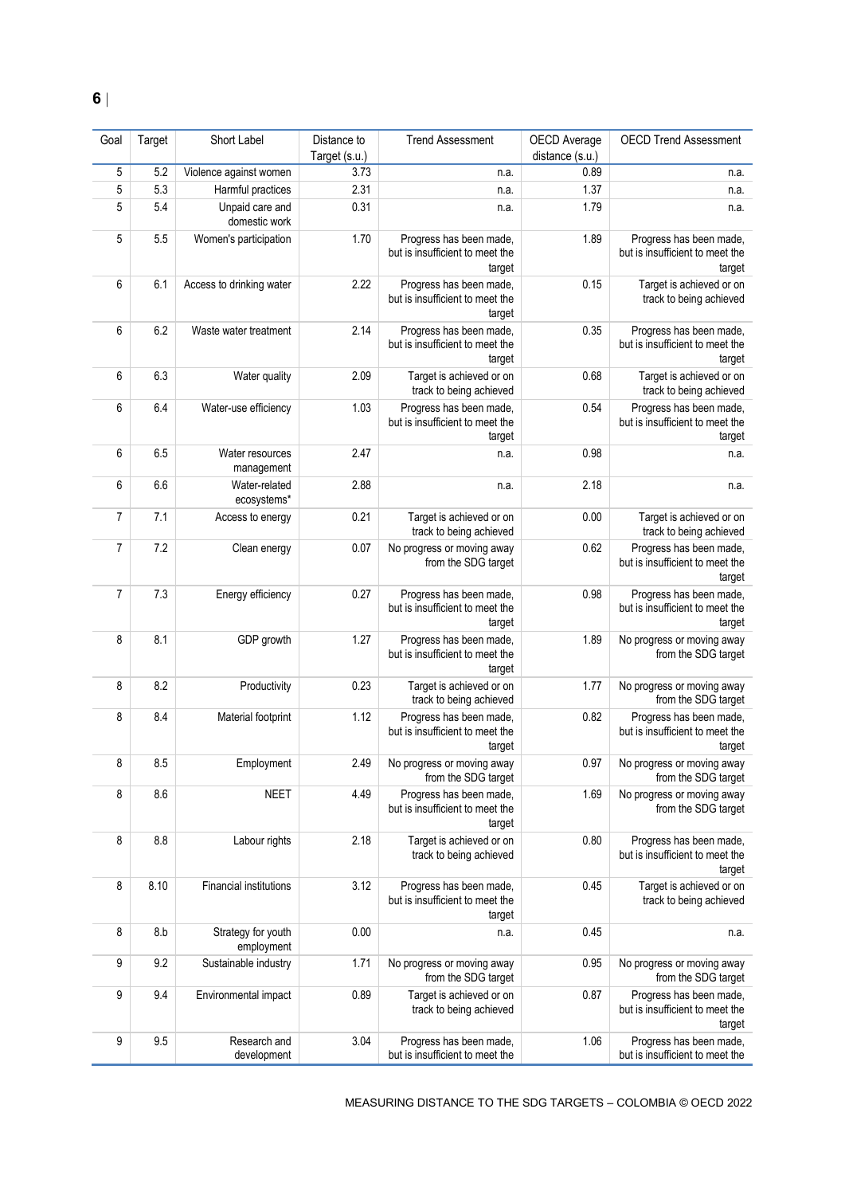| Goal | Target | Short Label | Distance to Target (s.u.) | Trend Assessment | OECD Average distance (s.u.) | OECD Trend Assessment |
|---|---|---|---|---|---|---|
| 5 | 5.2 | Violence against women | 3.73 | n.a. | 0.89 | n.a. |
| 5 | 5.3 | Harmful practices | 2.31 | n.a. | 1.37 | n.a. |
| 5 | 5.4 | Unpaid care and domestic work | 0.31 | n.a. | 1.79 | n.a. |
| 5 | 5.5 | Women's participation | 1.70 | Progress has been made, but is insufficient to meet the target | 1.89 | Progress has been made, but is insufficient to meet the target |
| 6 | 6.1 | Access to drinking water | 2.22 | Progress has been made, but is insufficient to meet the target | 0.15 | Target is achieved or on track to being achieved |
| 6 | 6.2 | Waste water treatment | 2.14 | Progress has been made, but is insufficient to meet the target | 0.35 | Progress has been made, but is insufficient to meet the target |
| 6 | 6.3 | Water quality | 2.09 | Target is achieved or on track to being achieved | 0.68 | Target is achieved or on track to being achieved |
| 6 | 6.4 | Water-use efficiency | 1.03 | Progress has been made, but is insufficient to meet the target | 0.54 | Progress has been made, but is insufficient to meet the target |
| 6 | 6.5 | Water resources management | 2.47 | n.a. | 0.98 | n.a. |
| 6 | 6.6 | Water-related ecosystems* | 2.88 | n.a. | 2.18 | n.a. |
| 7 | 7.1 | Access to energy | 0.21 | Target is achieved or on track to being achieved | 0.00 | Target is achieved or on track to being achieved |
| 7 | 7.2 | Clean energy | 0.07 | No progress or moving away from the SDG target | 0.62 | Progress has been made, but is insufficient to meet the target |
| 7 | 7.3 | Energy efficiency | 0.27 | Progress has been made, but is insufficient to meet the target | 0.98 | Progress has been made, but is insufficient to meet the target |
| 8 | 8.1 | GDP growth | 1.27 | Progress has been made, but is insufficient to meet the target | 1.89 | No progress or moving away from the SDG target |
| 8 | 8.2 | Productivity | 0.23 | Target is achieved or on track to being achieved | 1.77 | No progress or moving away from the SDG target |
| 8 | 8.4 | Material footprint | 1.12 | Progress has been made, but is insufficient to meet the target | 0.82 | Progress has been made, but is insufficient to meet the target |
| 8 | 8.5 | Employment | 2.49 | No progress or moving away from the SDG target | 0.97 | No progress or moving away from the SDG target |
| 8 | 8.6 | NEET | 4.49 | Progress has been made, but is insufficient to meet the target | 1.69 | No progress or moving away from the SDG target |
| 8 | 8.8 | Labour rights | 2.18 | Target is achieved or on track to being achieved | 0.80 | Progress has been made, but is insufficient to meet the target |
| 8 | 8.10 | Financial institutions | 3.12 | Progress has been made, but is insufficient to meet the target | 0.45 | Target is achieved or on track to being achieved |
| 8 | 8.b | Strategy for youth employment | 0.00 | n.a. | 0.45 | n.a. |
| 9 | 9.2 | Sustainable industry | 1.71 | No progress or moving away from the SDG target | 0.95 | No progress or moving away from the SDG target |
| 9 | 9.4 | Environmental impact | 0.89 | Target is achieved or on track to being achieved | 0.87 | Progress has been made, but is insufficient to meet the target |
| 9 | 9.5 | Research and development | 3.04 | Progress has been made, but is insufficient to meet the | 1.06 | Progress has been made, but is insufficient to meet the |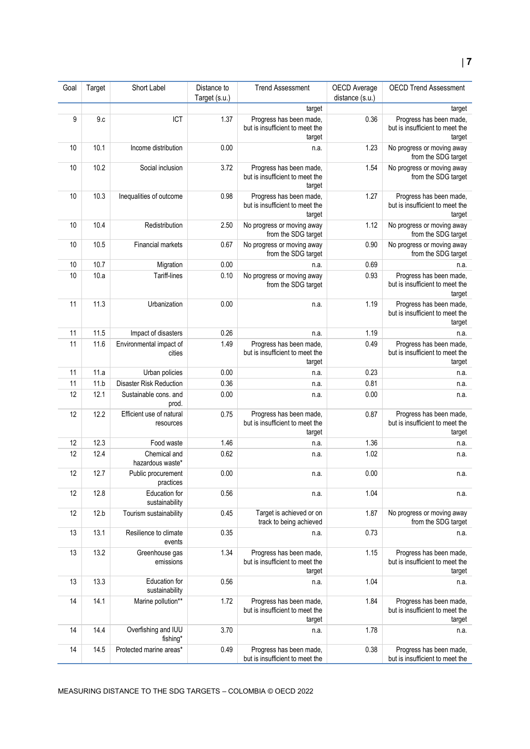| Goal | Target | Short Label | Distance to Target (s.u.) | Trend Assessment | OECD Average distance (s.u.) | OECD Trend Assessment |
|---|---|---|---|---|---|---|
| | | | | target | | target |
| 9 | 9.c | ICT | 1.37 | Progress has been made, but is insufficient to meet the target | 0.36 | Progress has been made, but is insufficient to meet the target |
| 10 | 10.1 | Income distribution | 0.00 | n.a. | 1.23 | No progress or moving away from the SDG target |
| 10 | 10.2 | Social inclusion | 3.72 | Progress has been made, but is insufficient to meet the target | 1.54 | No progress or moving away from the SDG target |
| 10 | 10.3 | Inequalities of outcome | 0.98 | Progress has been made, but is insufficient to meet the target | 1.27 | Progress has been made, but is insufficient to meet the target |
| 10 | 10.4 | Redistribution | 2.50 | No progress or moving away from the SDG target | 1.12 | No progress or moving away from the SDG target |
| 10 | 10.5 | Financial markets | 0.67 | No progress or moving away from the SDG target | 0.90 | No progress or moving away from the SDG target |
| 10 | 10.7 | Migration | 0.00 | n.a. | 0.69 | n.a. |
| 10 | 10.a | Tariff-lines | 0.10 | No progress or moving away from the SDG target | 0.93 | Progress has been made, but is insufficient to meet the target |
| 11 | 11.3 | Urbanization | 0.00 | n.a. | 1.19 | Progress has been made, but is insufficient to meet the target |
| 11 | 11.5 | Impact of disasters | 0.26 | n.a. | 1.19 | n.a. |
| 11 | 11.6 | Environmental impact of cities | 1.49 | Progress has been made, but is insufficient to meet the target | 0.49 | Progress has been made, but is insufficient to meet the target |
| 11 | 11.a | Urban policies | 0.00 | n.a. | 0.23 | n.a. |
| 11 | 11.b | Disaster Risk Reduction | 0.36 | n.a. | 0.81 | n.a. |
| 12 | 12.1 | Sustainable cons. and prod. | 0.00 | n.a. | 0.00 | n.a. |
| 12 | 12.2 | Efficient use of natural resources | 0.75 | Progress has been made, but is insufficient to meet the target | 0.87 | Progress has been made, but is insufficient to meet the target |
| 12 | 12.3 | Food waste | 1.46 | n.a. | 1.36 | n.a. |
| 12 | 12.4 | Chemical and hazardous waste* | 0.62 | n.a. | 1.02 | n.a. |
| 12 | 12.7 | Public procurement practices | 0.00 | n.a. | 0.00 | n.a. |
| 12 | 12.8 | Education for sustainability | 0.56 | n.a. | 1.04 | n.a. |
| 12 | 12.b | Tourism sustainability | 0.45 | Target is achieved or on track to being achieved | 1.87 | No progress or moving away from the SDG target |
| 13 | 13.1 | Resilience to climate events | 0.35 | n.a. | 0.73 | n.a. |
| 13 | 13.2 | Greenhouse gas emissions | 1.34 | Progress has been made, but is insufficient to meet the target | 1.15 | Progress has been made, but is insufficient to meet the target |
| 13 | 13.3 | Education for sustainability | 0.56 | n.a. | 1.04 | n.a. |
| 14 | 14.1 | Marine pollution** | 1.72 | Progress has been made, but is insufficient to meet the target | 1.84 | Progress has been made, but is insufficient to meet the target |
| 14 | 14.4 | Overfishing and IUU fishing* | 3.70 | n.a. | 1.78 | n.a. |
| 14 | 14.5 | Protected marine areas* | 0.49 | Progress has been made, but is insufficient to meet the | 0.38 | Progress has been made, but is insufficient to meet the |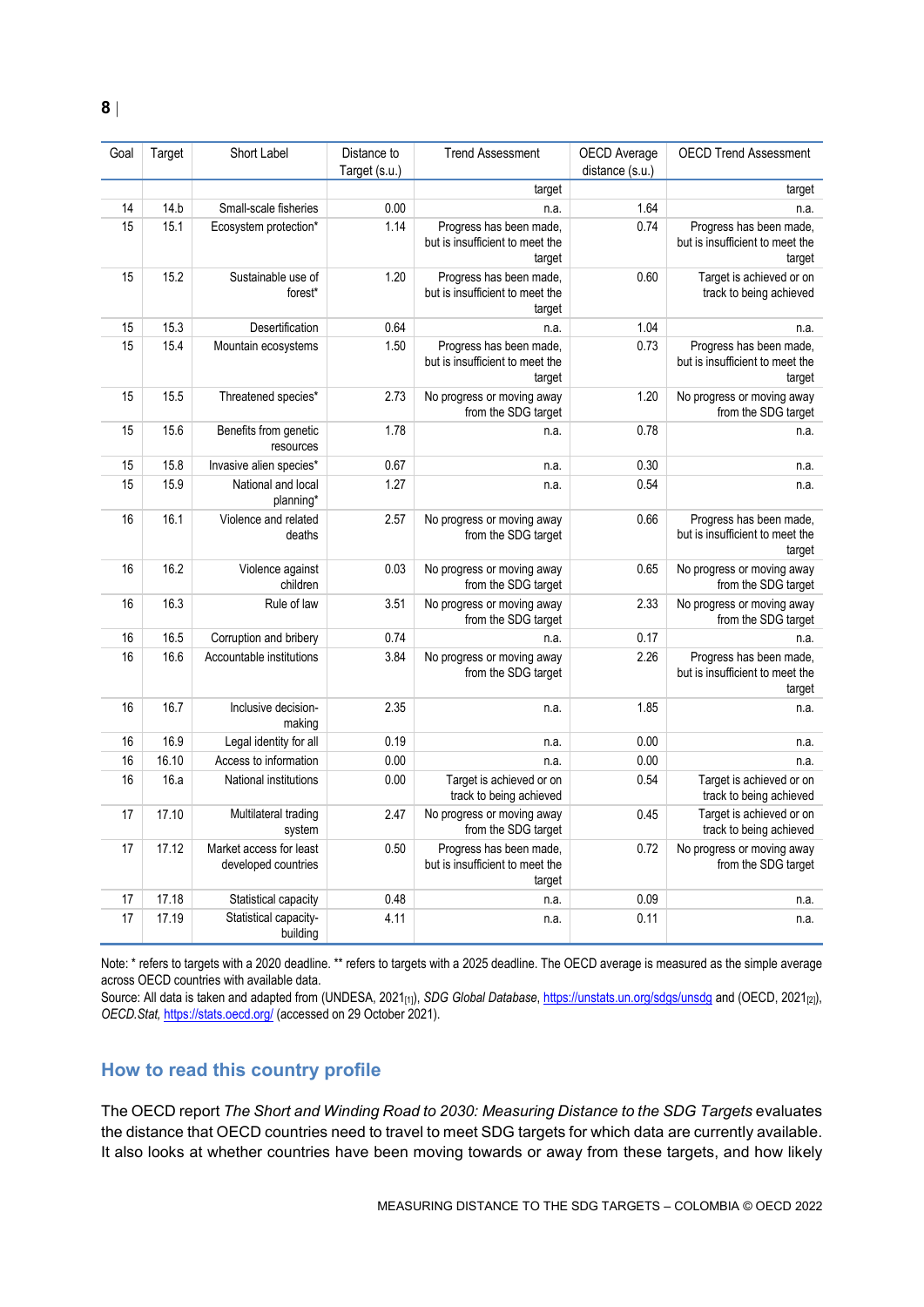| Goal | Target | Short Label | Distance to Target (s.u.) | Trend Assessment | OECD Average distance (s.u.) | OECD Trend Assessment |
|---|---|---|---|---|---|---|
| | | | | target | | target |
| 14 | 14.b | Small-scale fisheries | 0.00 | n.a. | 1.64 | n.a. |
| 15 | 15.1 | Ecosystem protection* | 1.14 | Progress has been made, but is insufficient to meet the target | 0.74 | Progress has been made, but is insufficient to meet the target |
| 15 | 15.2 | Sustainable use of forest* | 1.20 | Progress has been made, but is insufficient to meet the target | 0.60 | Target is achieved or on track to being achieved |
| 15 | 15.3 | Desertification | 0.64 | n.a. | 1.04 | n.a. |
| 15 | 15.4 | Mountain ecosystems | 1.50 | Progress has been made, but is insufficient to meet the target | 0.73 | Progress has been made, but is insufficient to meet the target |
| 15 | 15.5 | Threatened species* | 2.73 | No progress or moving away from the SDG target | 1.20 | No progress or moving away from the SDG target |
| 15 | 15.6 | Benefits from genetic resources | 1.78 | n.a. | 0.78 | n.a. |
| 15 | 15.8 | Invasive alien species* | 0.67 | n.a. | 0.30 | n.a. |
| 15 | 15.9 | National and local planning* | 1.27 | n.a. | 0.54 | n.a. |
| 16 | 16.1 | Violence and related deaths | 2.57 | No progress or moving away from the SDG target | 0.66 | Progress has been made, but is insufficient to meet the target |
| 16 | 16.2 | Violence against children | 0.03 | No progress or moving away from the SDG target | 0.65 | No progress or moving away from the SDG target |
| 16 | 16.3 | Rule of law | 3.51 | No progress or moving away from the SDG target | 2.33 | No progress or moving away from the SDG target |
| 16 | 16.5 | Corruption and bribery | 0.74 | n.a. | 0.17 | n.a. |
| 16 | 16.6 | Accountable institutions | 3.84 | No progress or moving away from the SDG target | 2.26 | Progress has been made, but is insufficient to meet the target |
| 16 | 16.7 | Inclusive decision-making | 2.35 | n.a. | 1.85 | n.a. |
| 16 | 16.9 | Legal identity for all | 0.19 | n.a. | 0.00 | n.a. |
| 16 | 16.10 | Access to information | 0.00 | n.a. | 0.00 | n.a. |
| 16 | 16.a | National institutions | 0.00 | Target is achieved or on track to being achieved | 0.54 | Target is achieved or on track to being achieved |
| 17 | 17.10 | Multilateral trading system | 2.47 | No progress or moving away from the SDG target | 0.45 | Target is achieved or on track to being achieved |
| 17 | 17.12 | Market access for least developed countries | 0.50 | Progress has been made, but is insufficient to meet the target | 0.72 | No progress or moving away from the SDG target |
| 17 | 17.18 | Statistical capacity | 0.48 | n.a. | 0.09 | n.a. |
| 17 | 17.19 | Statistical capacity-building | 4.11 | n.a. | 0.11 | n.a. |

Note: * refers to targets with a 2020 deadline. ** refers to targets with a 2025 deadline. The OECD average is measured as the simple average across OECD countries with available data.

Source: All data is taken and adapted from (UNDESA, 2021[1]), *SDG Global Database*, https://unstats.un.org/sdgs/unsdg and (OECD, 2021[2]), *OECD.Stat*, https://stats.oecd.org/ (accessed on 29 October 2021).

## How to read this country profile

The OECD report *The Short and Winding Road to 2030: Measuring Distance to the SDG Targets* evaluates the distance that OECD countries need to travel to meet SDG targets for which data are currently available. It also looks at whether countries have been moving towards or away from these targets, and how likely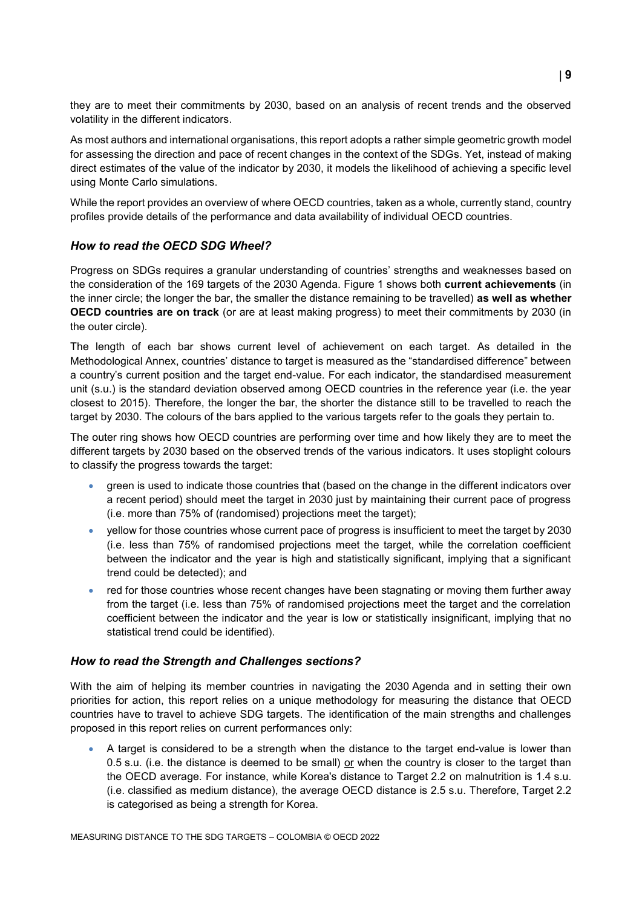they are to meet their commitments by 2030, based on an analysis of recent trends and the observed volatility in the different indicators.

As most authors and international organisations, this report adopts a rather simple geometric growth model for assessing the direction and pace of recent changes in the context of the SDGs. Yet, instead of making direct estimates of the value of the indicator by 2030, it models the likelihood of achieving a specific level using Monte Carlo simulations.

While the report provides an overview of where OECD countries, taken as a whole, currently stand, country profiles provide details of the performance and data availability of individual OECD countries.

### *How to read the OECD SDG Wheel?*

Progress on SDGs requires a granular understanding of countries' strengths and weaknesses based on the consideration of the 169 targets of the 2030 Agenda. Figure 1 shows both **current achievements** (in the inner circle; the longer the bar, the smaller the distance remaining to be travelled) **as well as whether OECD countries are on track** (or are at least making progress) to meet their commitments by 2030 (in the outer circle).

The length of each bar shows current level of achievement on each target. As detailed in the Methodological Annex, countries' distance to target is measured as the "standardised difference" between a country's current position and the target end-value. For each indicator, the standardised measurement unit (s.u.) is the standard deviation observed among OECD countries in the reference year (i.e. the year closest to 2015). Therefore, the longer the bar, the shorter the distance still to be travelled to reach the target by 2030. The colours of the bars applied to the various targets refer to the goals they pertain to.

The outer ring shows how OECD countries are performing over time and how likely they are to meet the different targets by 2030 based on the observed trends of the various indicators. It uses stoplight colours to classify the progress towards the target:

- green is used to indicate those countries that (based on the change in the different indicators over a recent period) should meet the target in 2030 just by maintaining their current pace of progress (i.e. more than 75% of (randomised) projections meet the target);
- yellow for those countries whose current pace of progress is insufficient to meet the target by 2030 (i.e. less than 75% of randomised projections meet the target, while the correlation coefficient between the indicator and the year is high and statistically significant, implying that a significant trend could be detected); and
- red for those countries whose recent changes have been stagnating or moving them further away from the target (i.e. less than 75% of randomised projections meet the target and the correlation coefficient between the indicator and the year is low or statistically insignificant, implying that no statistical trend could be identified).

### *How to read the Strength and Challenges sections?*

With the aim of helping its member countries in navigating the 2030 Agenda and in setting their own priorities for action, this report relies on a unique methodology for measuring the distance that OECD countries have to travel to achieve SDG targets. The identification of the main strengths and challenges proposed in this report relies on current performances only:

- A target is considered to be a strength when the distance to the target end-value is lower than 0.5 s.u. (i.e. the distance is deemed to be small) <u>or</u> when the country is closer to the target than the OECD average. For instance, while Korea's distance to Target 2.2 on malnutrition is 1.4 s.u. (i.e. classified as medium distance), the average OECD distance is 2.5 s.u. Therefore, Target 2.2 is categorised as being a strength for Korea.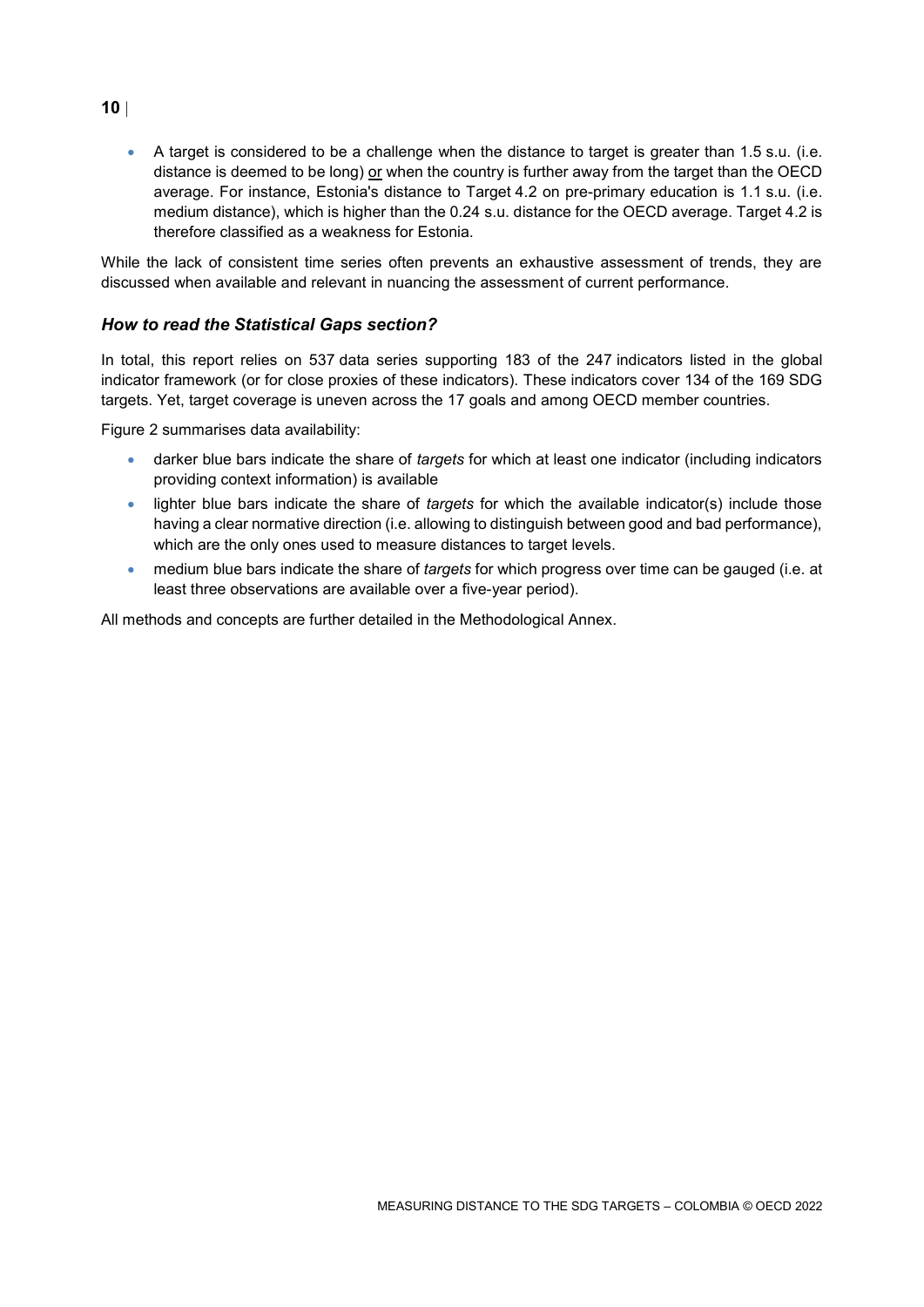- A target is considered to be a challenge when the distance to target is greater than 1.5 s.u. (i.e. distance is deemed to be long) <u>or</u> when the country is further away from the target than the OECD average. For instance, Estonia's distance to Target 4.2 on pre-primary education is 1.1 s.u. (i.e. medium distance), which is higher than the 0.24 s.u. distance for the OECD average. Target 4.2 is therefore classified as a weakness for Estonia.

While the lack of consistent time series often prevents an exhaustive assessment of trends, they are discussed when available and relevant in nuancing the assessment of current performance.

### *How to read the Statistical Gaps section?*

In total, this report relies on 537 data series supporting 183 of the 247 indicators listed in the global indicator framework (or for close proxies of these indicators). These indicators cover 134 of the 169 SDG targets. Yet, target coverage is uneven across the 17 goals and among OECD member countries.

Figure 2 summarises data availability:

- darker blue bars indicate the share of *targets* for which at least one indicator (including indicators providing context information) is available
- lighter blue bars indicate the share of *targets* for which the available indicator(s) include those having a clear normative direction (i.e. allowing to distinguish between good and bad performance), which are the only ones used to measure distances to target levels.
- medium blue bars indicate the share of *targets* for which progress over time can be gauged (i.e. at least three observations are available over a five-year period).

All methods and concepts are further detailed in the Methodological Annex.